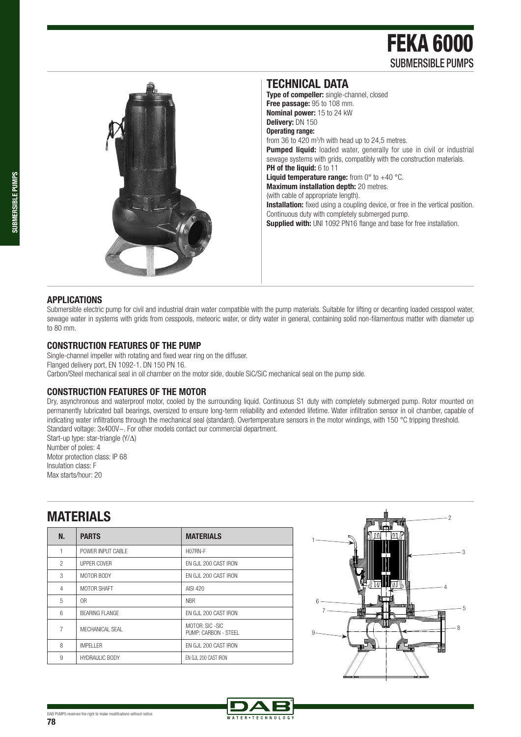# FEKA 6000

## SUBMERSIBLE PUMPS

## TECHNICAL DATA

**Type of compeller:** single-channel, closed
**Free passage:** 95 to 108 mm.
**Nominal power:** 15 to 24 kW
**Delivery:** DN 150
**Operating range:**
from 36 to 420 $m^3$/h with head up to 24,5 metres.
**Pumped liquid:** loaded water, generally for use in civil or industrial sewage systems with grids, compatibly with the construction materials.
**PH of the liquid:** 6 to 11
**Liquid temperature range:** from 0° to +40 °C.
**Maximum installation depth:** 20 metres.
(with cable of appropriate length).
**Installation:** fixed using a coupling device, or free in the vertical position. Continuous duty with completely submerged pump.
**Supplied with:** UNI 1092 PN16 flange and base for free installation.

### APPLICATIONS

Submersible electric pump for civil and industrial drain water compatible with the pump materials. Suitable for lifting or decanting loaded cesspool water, sewage water in systems with grids from cesspools, meteoric water, or dirty water in general, containing solid non-filamentous matter with diameter up to 80 mm.

### CONSTRUCTION FEATURES OF THE PUMP

Single-channel impeller with rotating and fixed wear ring on the diffuser.
Flanged delivery port, EN 1092-1. DN 150 PN 16.
Carbon/Steel mechanical seal in oil chamber on the motor side, double SiC/SiC mechanical seal on the pump side.

### CONSTRUCTION FEATURES OF THE MOTOR

Dry, asynchronous and waterproof motor, cooled by the surrounding liquid. Continuous S1 duty with completely submerged pump. Rotor mounted on permanently lubricated ball bearings, oversized to ensure long-term reliability and extended lifetime. Water infiltration sensor in oil chamber, capable of indicating water infiltrations through the mechanical seal (standard). Overtemperature sensors in the motor windings, with 150 °C tripping threshold.
Standard voltage: 3x400V~. For other models contact our commercial department.
Start-up type: star-triangle (Y/Δ)
Number of poles: 4
Motor protection class: IP 68
Insulation class: F
Max starts/hour: 20

## MATERIALS

| N. | PARTS | MATERIALS |
|---|---|---|
| 1 | POWER INPUT CABLE | H07RN-F |
| 2 | UPPER COVER | EN GJL 200 CAST IRON |
| 3 | MOTOR BODY | EN GJL 200 CAST IRON |
| 4 | MOTOR SHAFT | AISI 420 |
| 5 | OR | NBR |
| 6 | BEARING FLANGE | EN GJL 200 CAST IRON |
| 7 | MECHANICAL SEAL | MOTOR: SIC -SIC<br>PUMP: CARBON - STEEL |
| 8 | IMPELLER | EN GJL 200 CAST IRON |
| 9 | HYDRAULIC BODY | EN GJL 200 CAST IRON |

DAB PUMPS reserves the right to make modifications without notice.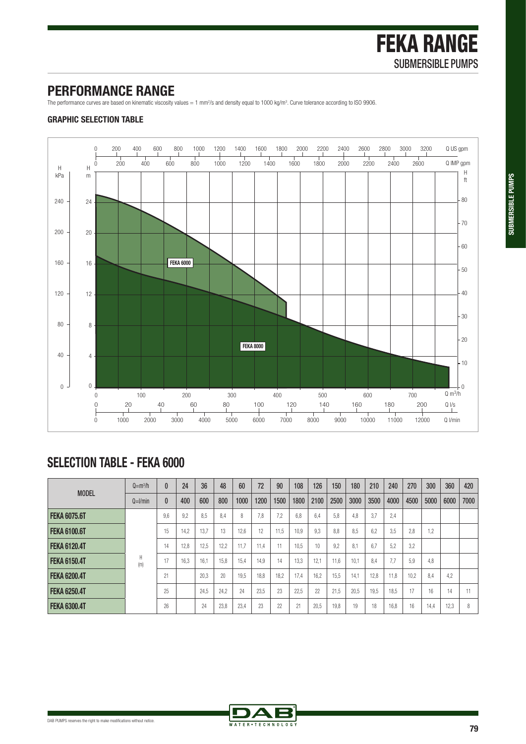## PERFORMANCE RANGE

The performance curves are based on kinematic viscosity values = 1 mm²/s and density equal to 1000 kg/m³. Curve tolerance according to ISO 9906.

### GRAPHIC SELECTION TABLE

## SELECTION TABLE - FEKA 6000

| MODEL | Q=m³/h | 0 | 24 | 36 | 48 | 60 | 72 | 90 | 108 | 126 | 150 | 180 | 210 | 240 | 270 | 300 | 360 | 420 |
|---|---|---|---|---|---|---|---|---|---|---|---|---|---|---|---|---|---|---|
| | Q=l/min | 0 | 400 | 600 | 800 | 1000 | 1200 | 1500 | 1800 | 2100 | 2500 | 3000 | 3500 | 4000 | 4500 | 5000 | 6000 | 7000 |
| **FEKA 6075.6T** | H (m) | 9,6 | 9,2 | 8,5 | 8,4 | 8 | 7,8 | 7,2 | 6,8 | 6,4 | 5,8 | 4,8 | 3,7 | 2,4 | | | | |
| **FEKA 6100.6T** | | 15 | 14,2 | 13,7 | 13 | 12,6 | 12 | 11,5 | 10,9 | 9,3 | 8,8 | 8,5 | 6,2 | 3,5 | 2,8 | 1,2 | | |
| **FEKA 6120.4T** | | 14 | 12,8 | 12,5 | 12,2 | 11,7 | 11,4 | 11 | 10,5 | 10 | 9,2 | 8,1 | 6,7 | 5,2 | 3,2 | | | |
| **FEKA 6150.4T** | | 17 | 16,3 | 16,1 | 15,8 | 15,4 | 14,9 | 14 | 13,3 | 12,1 | 11,6 | 10,1 | 8,4 | 7,7 | 5,9 | 4,8 | | |
| **FEKA 6200.4T** | | 21 | | 20,3 | 20 | 19,5 | 18,8 | 18,2 | 17,4 | 16,2 | 15,5 | 14,1 | 12,8 | 11,8 | 10,2 | 8,4 | 4,2 | |
| **FEKA 6250.4T** | | 25 | | 24,5 | 24,2 | 24 | 23,5 | 23 | 22,5 | 22 | 21,5 | 20,5 | 19,5 | 18,5 | 17 | 16 | 14 | 11 |
| **FEKA 6300.4T** | | 26 | | 24 | 23,8 | 23,4 | 23 | 22 | 21 | 20,5 | 19,8 | 19 | 18 | 16,8 | 16 | 14,4 | 12,3 | 8 |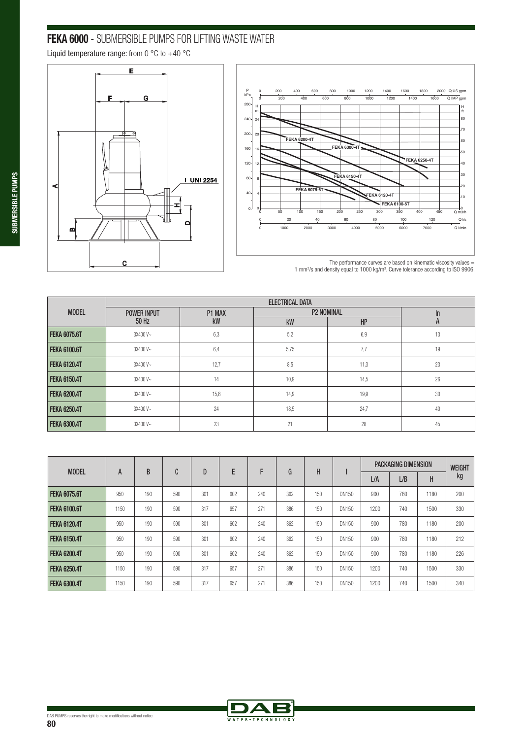## FEKA 6000 - SUBMERSIBLE PUMPS FOR LIFTING WASTE WATER

Liquid temperature range: from 0 °C to +40 °C

E
F
G
A
B
C
D
H
I UNI 2254

P kPa
H m
H ft
0 200 400 600 800 1000 1200 1400 1600 1800 2000 Q US gpm
0 200 400 600 800 1000 1200 1400 1600 Q IMP gpm
0 50 100 150 200 250 300 350 400 450 Q m3/h
0 20 40 60 80 100 120 Q l/s
0 1000 2000 3000 4000 5000 6000 7000 Q l/min
FEKA 6200-4T
FEKA 6300-4T
FEKA 6250-4T
FEKA 6150-4T
FEKA 6075-6T
FEKA 6120-4T
FEKA 6100-6T

The performance curves are based on kinematic viscosity values = 1 mm²/s and density equal to 1000 kg/m³. Curve tolerance according to ISO 9906.

| MODEL | ELECTRICAL DATA | | | | |
|---|---|---|---|---|---|
| | POWER INPUT 50 Hz | P1 MAX kW | P2 NOMINAL kW | P2 NOMINAL HP | In A |
| **FEKA 6075.6T** | 3X400 V~ | 6,3 | 5,2 | 6,9 | 13 |
| **FEKA 6100.6T** | 3X400 V~ | 6,4 | 5,75 | 7,7 | 19 |
| **FEKA 6120.4T** | 3X400 V~ | 12,7 | 8,5 | 11,3 | 23 |
| **FEKA 6150.4T** | 3X400 V~ | 14 | 10,9 | 14,5 | 26 |
| **FEKA 6200.4T** | 3X400 V~ | 15,8 | 14,9 | 19,9 | 30 |
| **FEKA 6250.4T** | 3X400 V~ | 24 | 18,5 | 24,7 | 40 |
| **FEKA 6300.4T** | 3X400 V~ | 23 | 21 | 28 | 45 |

| MODEL | A | B | C | D | E | F | G | H | I | PACKAGING DIMENSION L/A | PACKAGING DIMENSION L/B | PACKAGING DIMENSION H | WEIGHT kg |
|---|---|---|---|---|---|---|---|---|---|---|---|---|---|
| **FEKA 6075.6T** | 950 | 190 | 590 | 301 | 602 | 240 | 362 | 150 | DN150 | 900 | 780 | 1180 | 200 |
| **FEKA 6100.6T** | 1150 | 190 | 590 | 317 | 657 | 271 | 386 | 150 | DN150 | 1200 | 740 | 1500 | 330 |
| **FEKA 6120.4T** | 950 | 190 | 590 | 301 | 602 | 240 | 362 | 150 | DN150 | 900 | 780 | 1180 | 200 |
| **FEKA 6150.4T** | 950 | 190 | 590 | 301 | 602 | 240 | 362 | 150 | DN150 | 900 | 780 | 1180 | 212 |
| **FEKA 6200.4T** | 950 | 190 | 590 | 301 | 602 | 240 | 362 | 150 | DN150 | 900 | 780 | 1180 | 226 |
| **FEKA 6250.4T** | 1150 | 190 | 590 | 317 | 657 | 271 | 386 | 150 | DN150 | 1200 | 740 | 1500 | 330 |
| **FEKA 6300.4T** | 1150 | 190 | 590 | 317 | 657 | 271 | 386 | 150 | DN150 | 1200 | 740 | 1500 | 340 |

DAB PUMPS reserves the right to make modifications without notice.